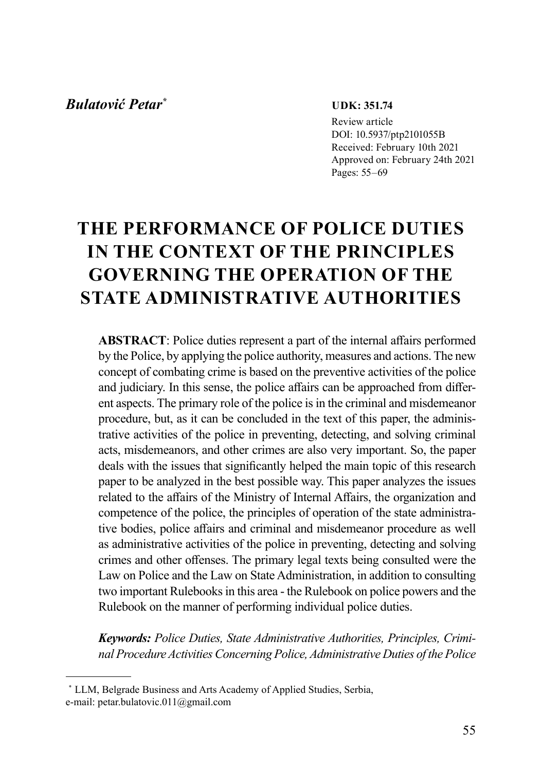***Bulatović Petar*** [*]

**UDK: 351.74**

Review article
DOI: 10.5937/ptp2101055B
Received: February 10th 2021
Approved on: February 24th 2021
Pages: 55–69

# THE PERFORMANCE OF POLICE DUTIES IN THE CONTEXT OF THE PRINCIPLES GOVERNING THE OPERATION OF THE STATE ADMINISTRATIVE AUTHORITIES

**ABSTRACT**: Police duties represent a part of the internal affairs performed by the Police, by applying the police authority, measures and actions. The new concept of combating crime is based on the preventive activities of the police and judiciary. In this sense, the police affairs can be approached from different aspects. The primary role of the police is in the criminal and misdemeanor procedure, but, as it can be concluded in the text of this paper, the administrative activities of the police in preventing, detecting, and solving criminal acts, misdemeanors, and other crimes are also very important. So, the paper deals with the issues that significantly helped the main topic of this research paper to be analyzed in the best possible way. This paper analyzes the issues related to the affairs of the Ministry of Internal Affairs, the organization and competence of the police, the principles of operation of the state administrative bodies, police affairs and criminal and misdemeanor procedure as well as administrative activities of the police in preventing, detecting and solving crimes and other offenses. The primary legal texts being consulted were the Law on Police and the Law on State Administration, in addition to consulting two important Rulebooks in this area - the Rulebook on police powers and the Rulebook on the manner of performing individual police duties.

***Keywords:*** *Police Duties, State Administrative Authorities, Principles, Criminal Procedure Activities Concerning Police, Administrative Duties of the Police*

---

[*] LLM, Belgrade Business and Arts Academy of Applied Studies, Serbia,
e-mail: petar.bulatovic.011@gmail.com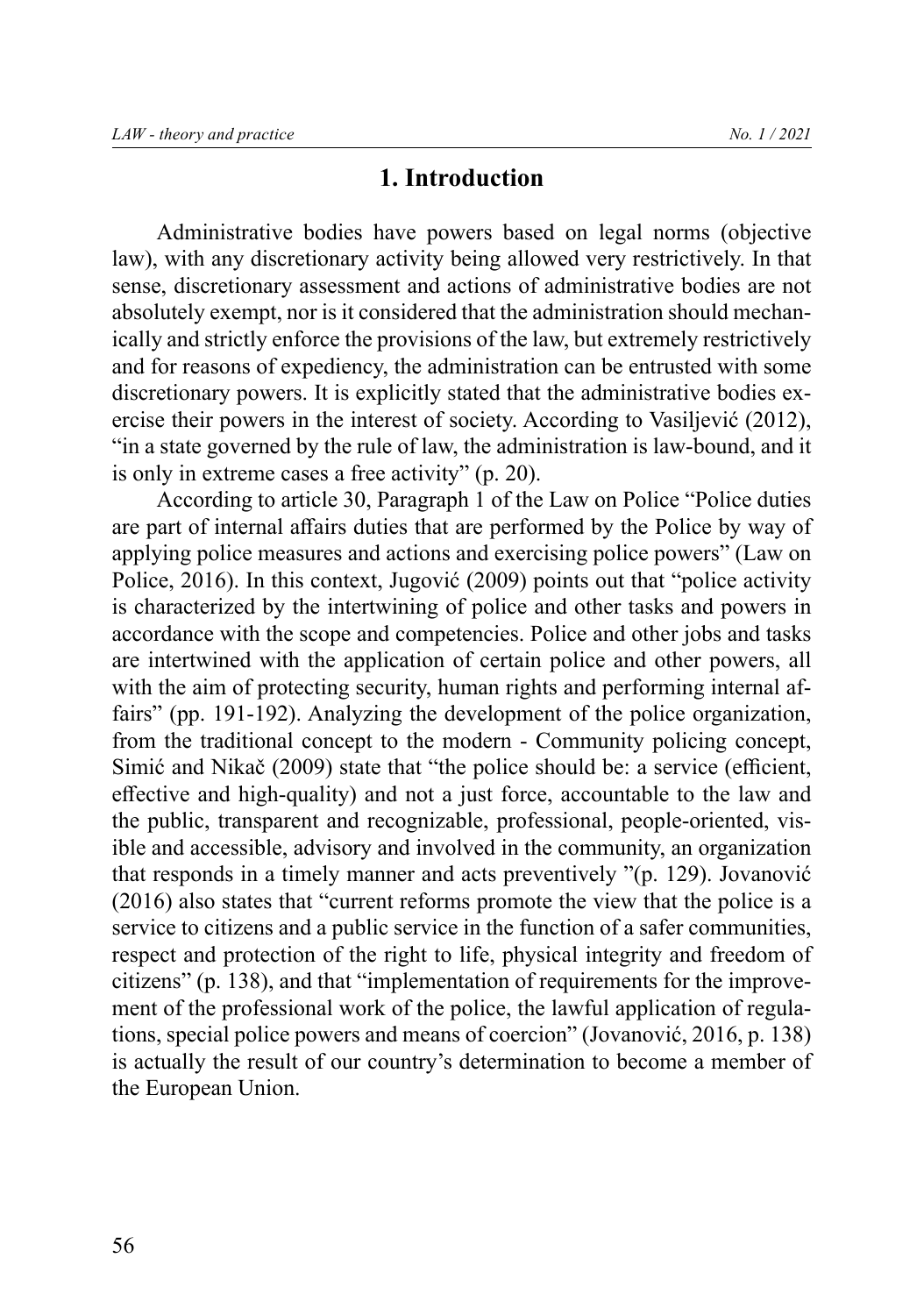# 1. Introduction

Administrative bodies have powers based on legal norms (objective law), with any discretionary activity being allowed very restrictively. In that sense, discretionary assessment and actions of administrative bodies are not absolutely exempt, nor is it considered that the administration should mechanically and strictly enforce the provisions of the law, but extremely restrictively and for reasons of expediency, the administration can be entrusted with some discretionary powers. It is explicitly stated that the administrative bodies exercise their powers in the interest of society. According to Vasiljević (2012), "in a state governed by the rule of law, the administration is law-bound, and it is only in extreme cases a free activity" (p. 20).

According to article 30, Paragraph 1 of the Law on Police "Police duties are part of internal affairs duties that are performed by the Police by way of applying police measures and actions and exercising police powers" (Law on Police, 2016). In this context, Jugović (2009) points out that "police activity is characterized by the intertwining of police and other tasks and powers in accordance with the scope and competencies. Police and other jobs and tasks are intertwined with the application of certain police and other powers, all with the aim of protecting security, human rights and performing internal affairs" (pp. 191-192). Analyzing the development of the police organization, from the traditional concept to the modern - Community policing concept, Simić and Nikač (2009) state that "the police should be: a service (efficient, effective and high-quality) and not a just force, accountable to the law and the public, transparent and recognizable, professional, people-oriented, visible and accessible, advisory and involved in the community, an organization that responds in a timely manner and acts preventively "(p. 129). Jovanović (2016) also states that "current reforms promote the view that the police is a service to citizens and a public service in the function of a safer communities, respect and protection of the right to life, physical integrity and freedom of citizens" (p. 138), and that "implementation of requirements for the improvement of the professional work of the police, the lawful application of regulations, special police powers and means of coercion" (Jovanović, 2016, p. 138) is actually the result of our country's determination to become a member of the European Union.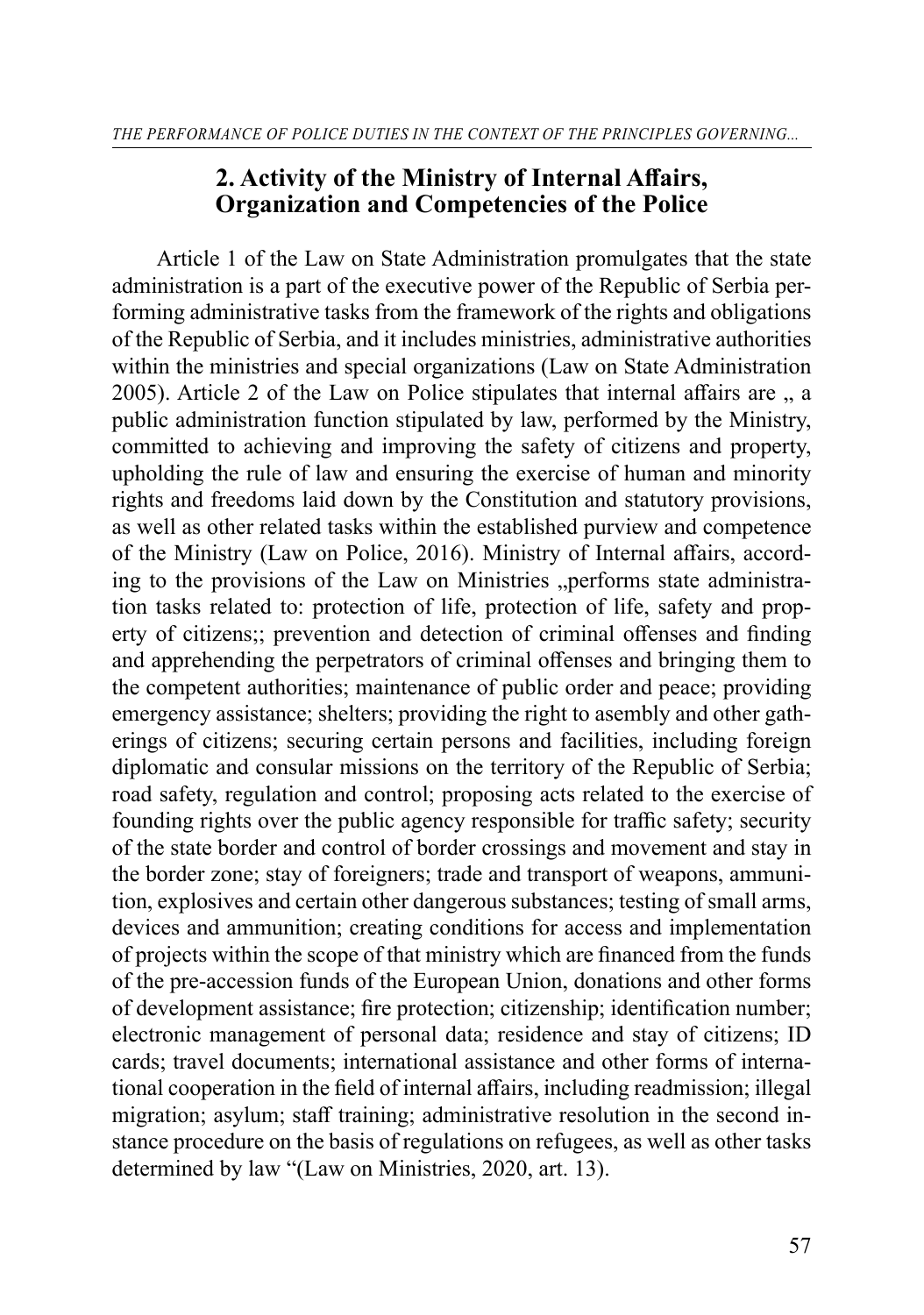## 2. Activity of the Ministry of Internal Affairs, Organization and Competencies of the Police

Article 1 of the Law on State Administration promulgates that the state administration is a part of the executive power of the Republic of Serbia performing administrative tasks from the framework of the rights and obligations of the Republic of Serbia, and it includes ministries, administrative authorities within the ministries and special organizations (Law on State Administration 2005). Article 2 of the Law on Police stipulates that internal affairs are „ a public administration function stipulated by law, performed by the Ministry, committed to achieving and improving the safety of citizens and property, upholding the rule of law and ensuring the exercise of human and minority rights and freedoms laid down by the Constitution and statutory provisions, as well as other related tasks within the established purview and competence of the Ministry (Law on Police, 2016). Ministry of Internal affairs, according to the provisions of the Law on Ministries „performs state administration tasks related to: protection of life, protection of life, safety and property of citizens;; prevention and detection of criminal offenses and finding and apprehending the perpetrators of criminal offenses and bringing them to the competent authorities; maintenance of public order and peace; providing emergency assistance; shelters; providing the right to asembly and other gatherings of citizens; securing certain persons and facilities, including foreign diplomatic and consular missions on the territory of the Republic of Serbia; road safety, regulation and control; proposing acts related to the exercise of founding rights over the public agency responsible for traffic safety; security of the state border and control of border crossings and movement and stay in the border zone; stay of foreigners; trade and transport of weapons, ammunition, explosives and certain other dangerous substances; testing of small arms, devices and ammunition; creating conditions for access and implementation of projects within the scope of that ministry which are financed from the funds of the pre-accession funds of the European Union, donations and other forms of development assistance; fire protection; citizenship; identification number; electronic management of personal data; residence and stay of citizens; ID cards; travel documents; international assistance and other forms of international cooperation in the field of internal affairs, including readmission; illegal migration; asylum; staff training; administrative resolution in the second instance procedure on the basis of regulations on refugees, as well as other tasks determined by law "(Law on Ministries, 2020, art. 13).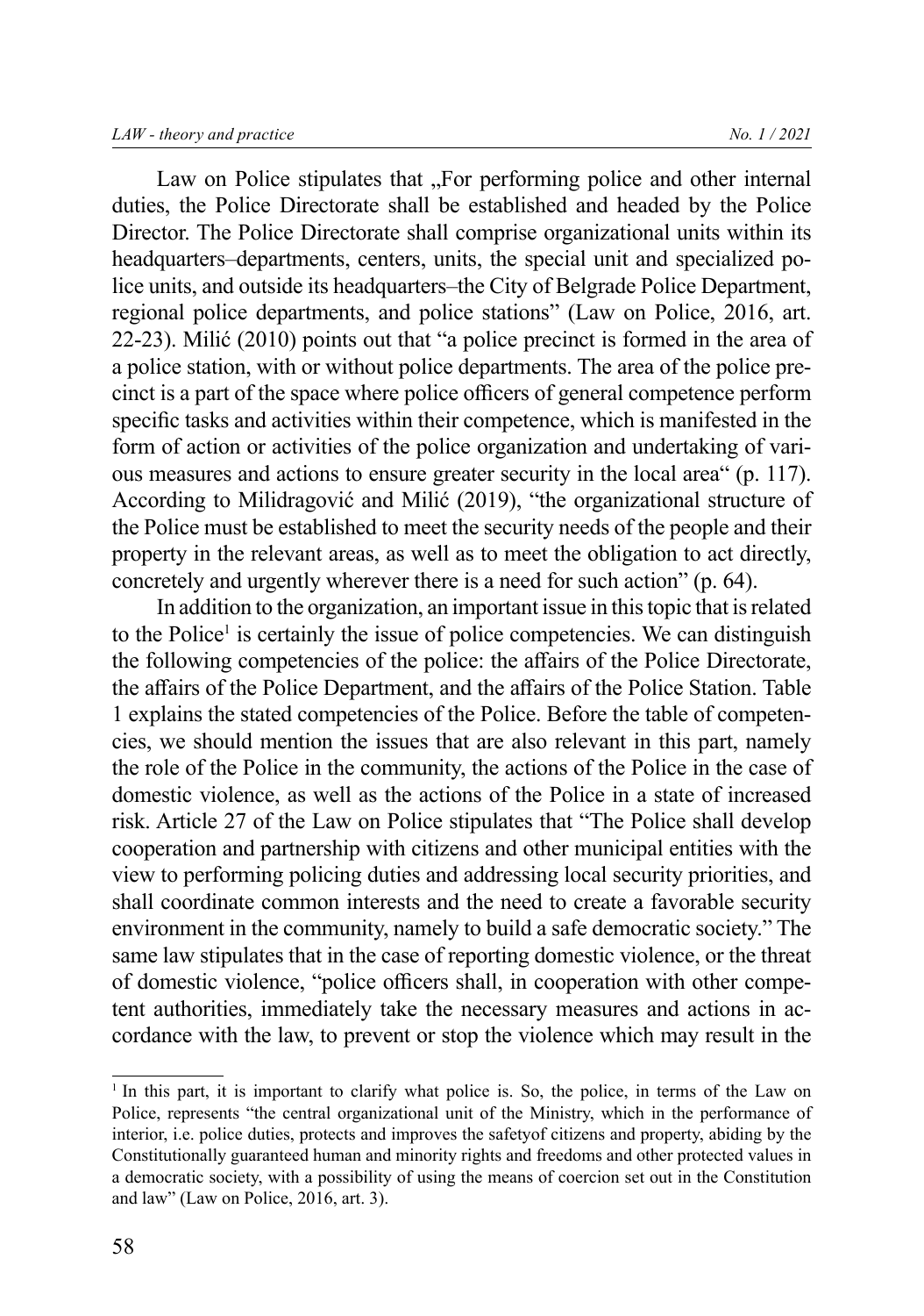Law on Police stipulates that „For performing police and other internal duties, the Police Directorate shall be established and headed by the Police Director. The Police Directorate shall comprise organizational units within its headquarters–departments, centers, units, the special unit and specialized police units, and outside its headquarters–the City of Belgrade Police Department, regional police departments, and police stations" (Law on Police, 2016, art. 22-23). Milić (2010) points out that "a police precinct is formed in the area of a police station, with or without police departments. The area of the police precinct is a part of the space where police officers of general competence perform specific tasks and activities within their competence, which is manifested in the form of action or activities of the police organization and undertaking of various measures and actions to ensure greater security in the local area" (p. 117). According to Milidragović and Milić (2019), "the organizational structure of the Police must be established to meet the security needs of the people and their property in the relevant areas, as well as to meet the obligation to act directly, concretely and urgently wherever there is a need for such action" (p. 64).

In addition to the organization, an important issue in this topic that is related to the Police[1] is certainly the issue of police competencies. We can distinguish the following competencies of the police: the affairs of the Police Directorate, the affairs of the Police Department, and the affairs of the Police Station. Table 1 explains the stated competencies of the Police. Before the table of competencies, we should mention the issues that are also relevant in this part, namely the role of the Police in the community, the actions of the Police in the case of domestic violence, as well as the actions of the Police in a state of increased risk. Article 27 of the Law on Police stipulates that "The Police shall develop cooperation and partnership with citizens and other municipal entities with the view to performing policing duties and addressing local security priorities, and shall coordinate common interests and the need to create a favorable security environment in the community, namely to build a safe democratic society." The same law stipulates that in the case of reporting domestic violence, or the threat of domestic violence, "police officers shall, in cooperation with other competent authorities, immediately take the necessary measures and actions in accordance with the law, to prevent or stop the violence which may result in the

[1] In this part, it is important to clarify what police is. So, the police, in terms of the Law on Police, represents "the central organizational unit of the Ministry, which in the performance of interior, i.e. police duties, protects and improves the safetyof citizens and property, abiding by the Constitutionally guaranteed human and minority rights and freedoms and other protected values in a democratic society, with a possibility of using the means of coercion set out in the Constitution and law" (Law on Police, 2016, art. 3).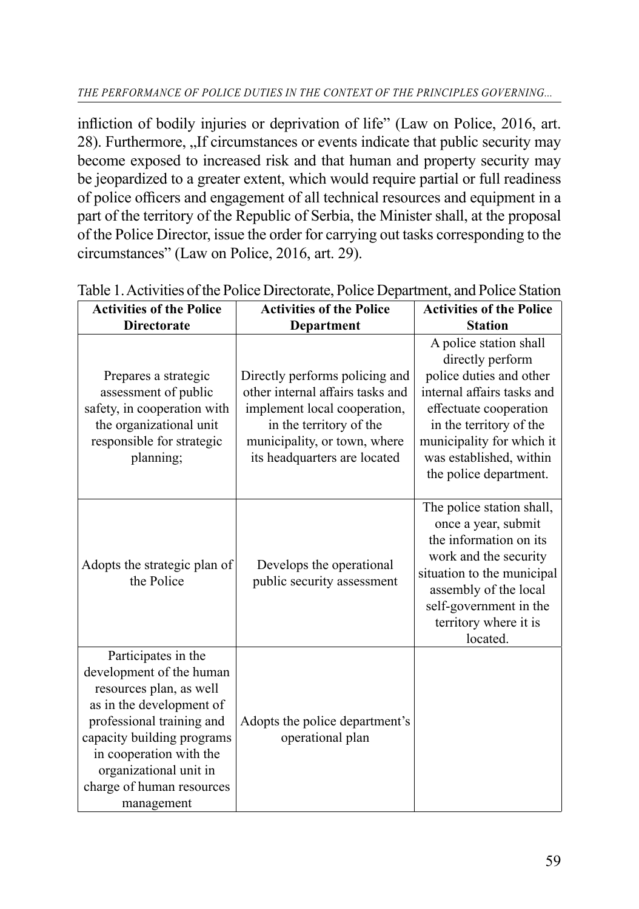infliction of bodily injuries or deprivation of life" (Law on Police, 2016, art. 28). Furthermore, „If circumstances or events indicate that public security may become exposed to increased risk and that human and property security may be jeopardized to a greater extent, which would require partial or full readiness of police officers and engagement of all technical resources and equipment in a part of the territory of the Republic of Serbia, the Minister shall, at the proposal of the Police Director, issue the order for carrying out tasks corresponding to the circumstances" (Law on Police, 2016, art. 29).

Table 1. Activities of the Police Directorate, Police Department, and Police Station

| Activities of the Police Directorate | Activities of the Police Department | Activities of the Police Station |
|---|---|---|
| Prepares a strategic assessment of public safety, in cooperation with the organizational unit responsible for strategic planning; | Directly performs policing and other internal affairs tasks and implement local cooperation, in the territory of the municipality, or town, where its headquarters are located | A police station shall directly perform police duties and other internal affairs tasks and effectuate cooperation in the territory of the municipality for which it was established, within the police department. |
| Adopts the strategic plan of the Police | Develops the operational public security assessment | The police station shall, once a year, submit the information on its work and the security situation to the municipal assembly of the local self-government in the territory where it is located. |
| Participates in the development of the human resources plan, as well as in the development of professional training and capacity building programs in cooperation with the organizational unit in charge of human resources management | Adopts the police department's operational plan | |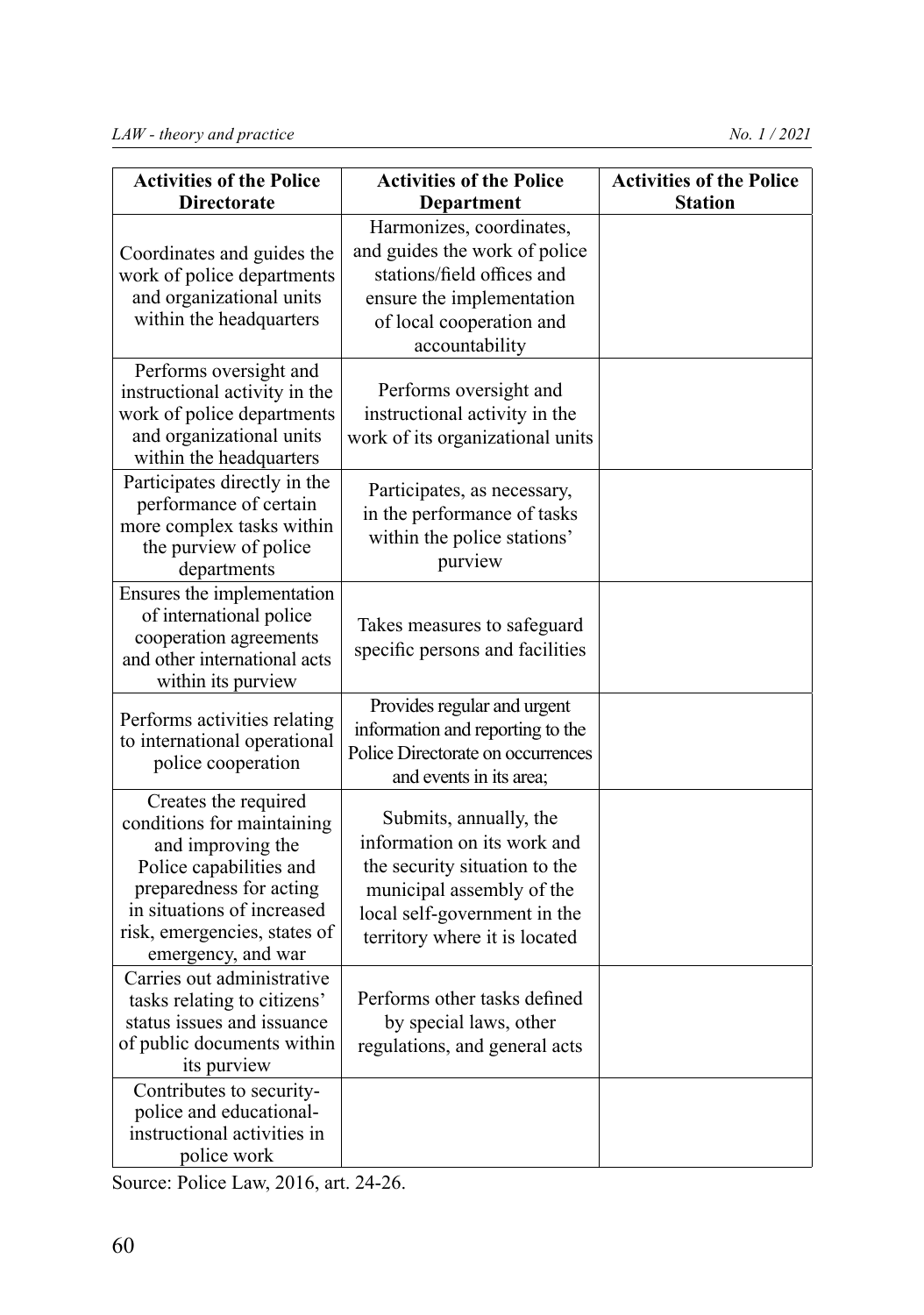| Activities of the Police Directorate | Activities of the Police Department | Activities of the Police Station |
|---|---|---|
| Coordinates and guides the work of police departments and organizational units within the headquarters | Harmonizes, coordinates, and guides the work of police stations/field offices and ensure the implementation of local cooperation and accountability | |
| Performs oversight and instructional activity in the work of police departments and organizational units within the headquarters | Performs oversight and instructional activity in the work of its organizational units | |
| Participates directly in the performance of certain more complex tasks within the purview of police departments | Participates, as necessary, in the performance of tasks within the police stations' purview | |
| Ensures the implementation of international police cooperation agreements and other international acts within its purview | Takes measures to safeguard specific persons and facilities | |
| Performs activities relating to international operational police cooperation | Provides regular and urgent information and reporting to the Police Directorate on occurrences and events in its area; | |
| Creates the required conditions for maintaining and improving the Police capabilities and preparedness for acting in situations of increased risk, emergencies, states of emergency, and war | Submits, annually, the information on its work and the security situation to the municipal assembly of the local self-government in the territory where it is located | |
| Carries out administrative tasks relating to citizens' status issues and issuance of public documents within its purview | Performs other tasks defined by special laws, other regulations, and general acts | |
| Contributes to security-police and educational-instructional activities in police work | | |

Source: Police Law, 2016, art. 24-26.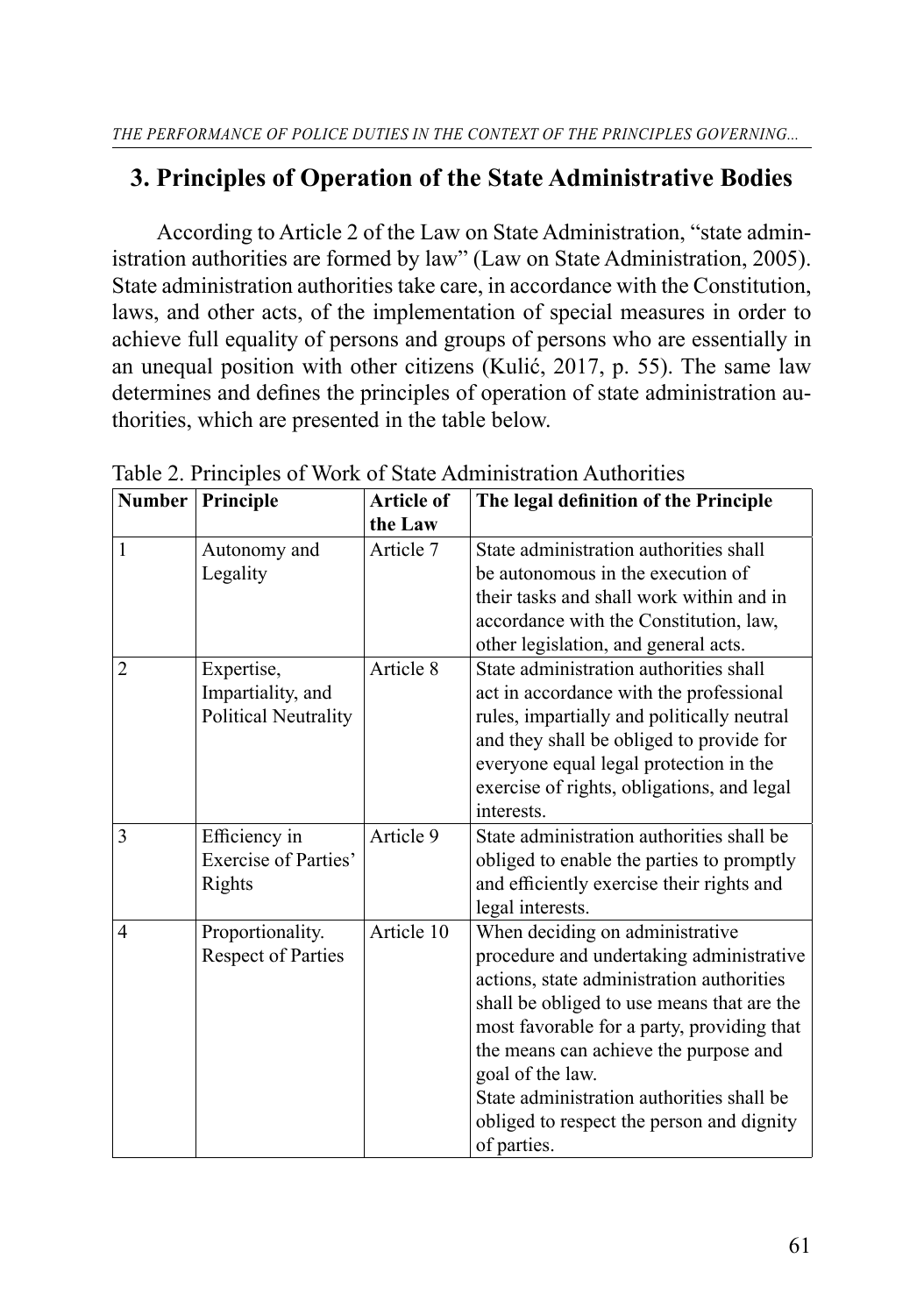## 3. Principles of Operation of the State Administrative Bodies

According to Article 2 of the Law on State Administration, "state administration authorities are formed by law" (Law on State Administration, 2005). State administration authorities take care, in accordance with the Constitution, laws, and other acts, of the implementation of special measures in order to achieve full equality of persons and groups of persons who are essentially in an unequal position with other citizens (Kulić, 2017, p. 55). The same law determines and defines the principles of operation of state administration authorities, which are presented in the table below.

Table 2. Principles of Work of State Administration Authorities

| Number | Principle | Article of the Law | The legal definition of the Principle |
|---|---|---|---|
| 1 | Autonomy and Legality | Article 7 | State administration authorities shall be autonomous in the execution of their tasks and shall work within and in accordance with the Constitution, law, other legislation, and general acts. |
| 2 | Expertise, Impartiality, and Political Neutrality | Article 8 | State administration authorities shall act in accordance with the professional rules, impartially and politically neutral and they shall be obliged to provide for everyone equal legal protection in the exercise of rights, obligations, and legal interests. |
| 3 | Efficiency in Exercise of Parties' Rights | Article 9 | State administration authorities shall be obliged to enable the parties to promptly and efficiently exercise their rights and legal interests. |
| 4 | Proportionality. Respect of Parties | Article 10 | When deciding on administrative procedure and undertaking administrative actions, state administration authorities shall be obliged to use means that are the most favorable for a party, providing that the means can achieve the purpose and goal of the law.<br>State administration authorities shall be obliged to respect the person and dignity of parties. |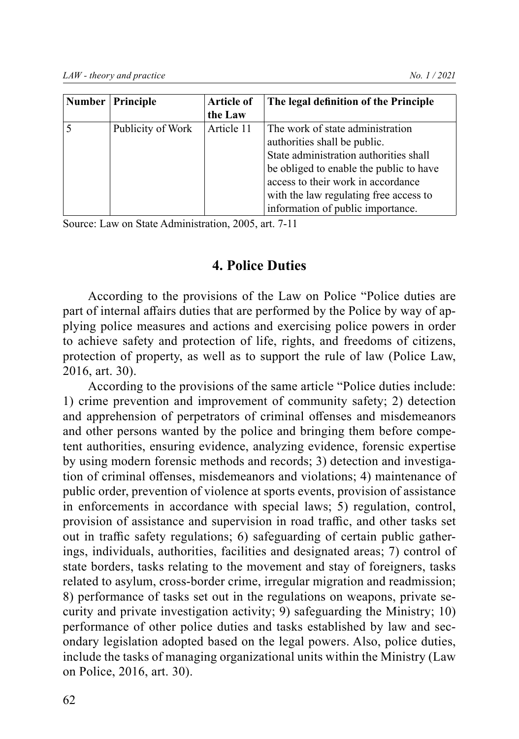| Number | Principle | Article of the Law | The legal definition of the Principle |
|---|---|---|---|
| 5 | Publicity of Work | Article 11 | The work of state administration authorities shall be public. State administration authorities shall be obliged to enable the public to have access to their work in accordance with the law regulating free access to information of public importance. |

Source: Law on State Administration, 2005, art. 7-11

## 4. Police Duties

According to the provisions of the Law on Police "Police duties are part of internal affairs duties that are performed by the Police by way of applying police measures and actions and exercising police powers in order to achieve safety and protection of life, rights, and freedoms of citizens, protection of property, as well as to support the rule of law (Police Law, 2016, art. 30).

According to the provisions of the same article "Police duties include: 1) crime prevention and improvement of community safety; 2) detection and apprehension of perpetrators of criminal offenses and misdemeanors and other persons wanted by the police and bringing them before competent authorities, ensuring evidence, analyzing evidence, forensic expertise by using modern forensic methods and records; 3) detection and investigation of criminal offenses, misdemeanors and violations; 4) maintenance of public order, prevention of violence at sports events, provision of assistance in enforcements in accordance with special laws; 5) regulation, control, provision of assistance and supervision in road traffic, and other tasks set out in traffic safety regulations; 6) safeguarding of certain public gatherings, individuals, authorities, facilities and designated areas; 7) control of state borders, tasks relating to the movement and stay of foreigners, tasks related to asylum, cross-border crime, irregular migration and readmission; 8) performance of tasks set out in the regulations on weapons, private security and private investigation activity; 9) safeguarding the Ministry; 10) performance of other police duties and tasks established by law and secondary legislation adopted based on the legal powers. Also, police duties, include the tasks of managing organizational units within the Ministry (Law on Police, 2016, art. 30).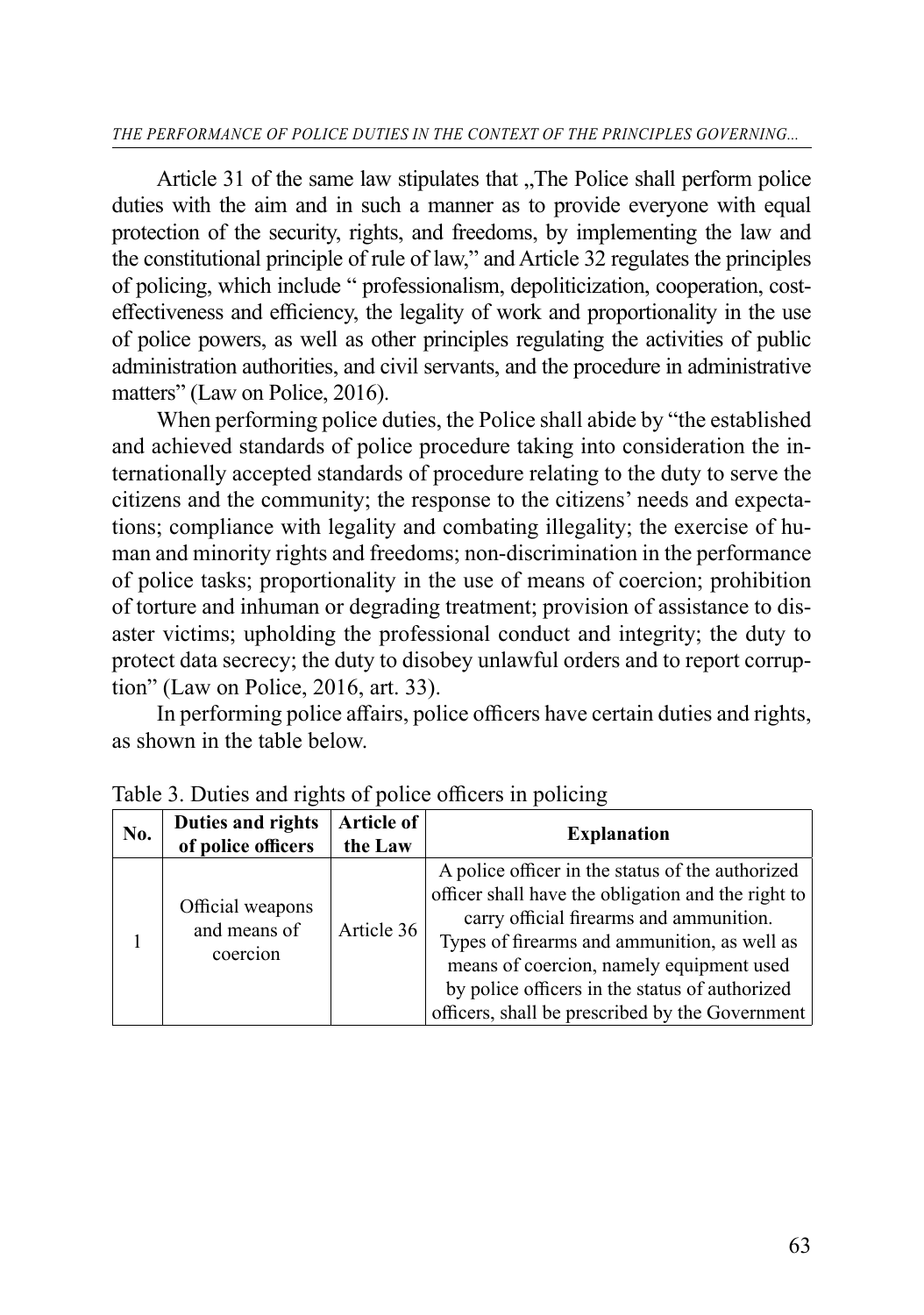Article 31 of the same law stipulates that „The Police shall perform police duties with the aim and in such a manner as to provide everyone with equal protection of the security, rights, and freedoms, by implementing the law and the constitutional principle of rule of law," and Article 32 regulates the principles of policing, which include " professionalism, depoliticization, cooperation, cost-effectiveness and efficiency, the legality of work and proportionality in the use of police powers, as well as other principles regulating the activities of public administration authorities, and civil servants, and the procedure in administrative matters" (Law on Police, 2016).

When performing police duties, the Police shall abide by "the established and achieved standards of police procedure taking into consideration the internationally accepted standards of procedure relating to the duty to serve the citizens and the community; the response to the citizens' needs and expectations; compliance with legality and combating illegality; the exercise of human and minority rights and freedoms; non-discrimination in the performance of police tasks; proportionality in the use of means of coercion; prohibition of torture and inhuman or degrading treatment; provision of assistance to disaster victims; upholding the professional conduct and integrity; the duty to protect data secrecy; the duty to disobey unlawful orders and to report corruption" (Law on Police, 2016, art. 33).

In performing police affairs, police officers have certain duties and rights, as shown in the table below.

Table 3. Duties and rights of police officers in policing

| No. | Duties and rights of police officers | Article of the Law | Explanation |
|---|---|---|---|
| 1 | Official weapons and means of coercion | Article 36 | A police officer in the status of the authorized officer shall have the obligation and the right to carry official firearms and ammunition. Types of firearms and ammunition, as well as means of coercion, namely equipment used by police officers in the status of authorized officers, shall be prescribed by the Government |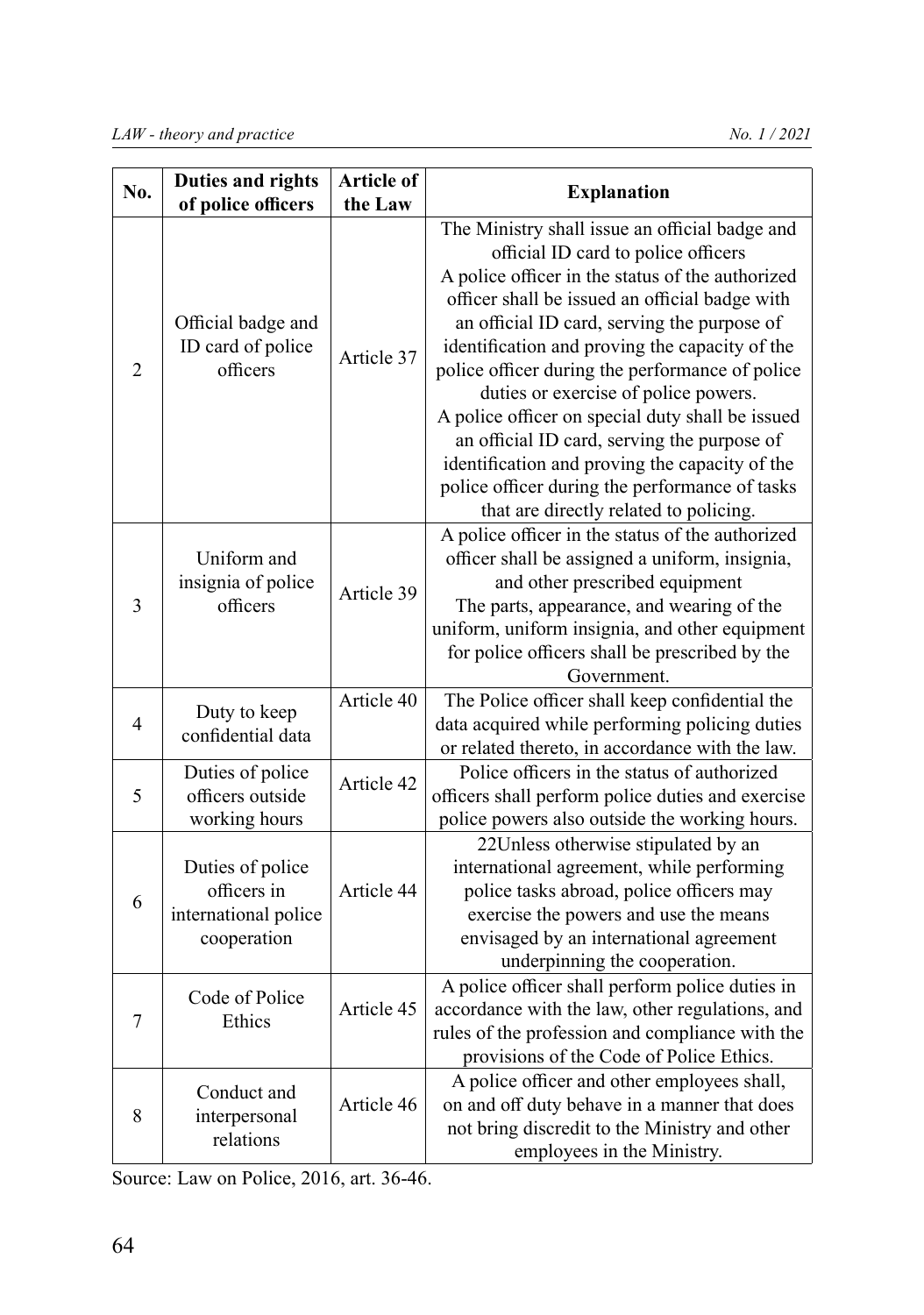| No. | Duties and rights of police officers | Article of the Law | Explanation |
|---|---|---|---|
| 2 | Official badge and ID card of police officers | Article 37 | The Ministry shall issue an official badge and official ID card to police officers<br>A police officer in the status of the authorized officer shall be issued an official badge with an official ID card, serving the purpose of identification and proving the capacity of the police officer during the performance of police duties or exercise of police powers.<br>A police officer on special duty shall be issued an official ID card, serving the purpose of identification and proving the capacity of the police officer during the performance of tasks that are directly related to policing. |
| 3 | Uniform and insignia of police officers | Article 39 | A police officer in the status of the authorized officer shall be assigned a uniform, insignia, and other prescribed equipment<br>The parts, appearance, and wearing of the uniform, uniform insignia, and other equipment for police officers shall be prescribed by the Government. |
| 4 | Duty to keep confidential data | Article 40 | The Police officer shall keep confidential the data acquired while performing policing duties or related thereto, in accordance with the law. |
| 5 | Duties of police officers outside working hours | Article 42 | Police officers in the status of authorized officers shall perform police duties and exercise police powers also outside the working hours. |
| 6 | Duties of police officers in international police cooperation | Article 44 | 22Unless otherwise stipulated by an international agreement, while performing police tasks abroad, police officers may exercise the powers and use the means envisaged by an international agreement underpinning the cooperation. |
| 7 | Code of Police Ethics | Article 45 | A police officer shall perform police duties in accordance with the law, other regulations, and rules of the profession and compliance with the provisions of the Code of Police Ethics. |
| 8 | Conduct and interpersonal relations | Article 46 | A police officer and other employees shall, on and off duty behave in a manner that does not bring discredit to the Ministry and other employees in the Ministry. |

Source: Law on Police, 2016, art. 36-46.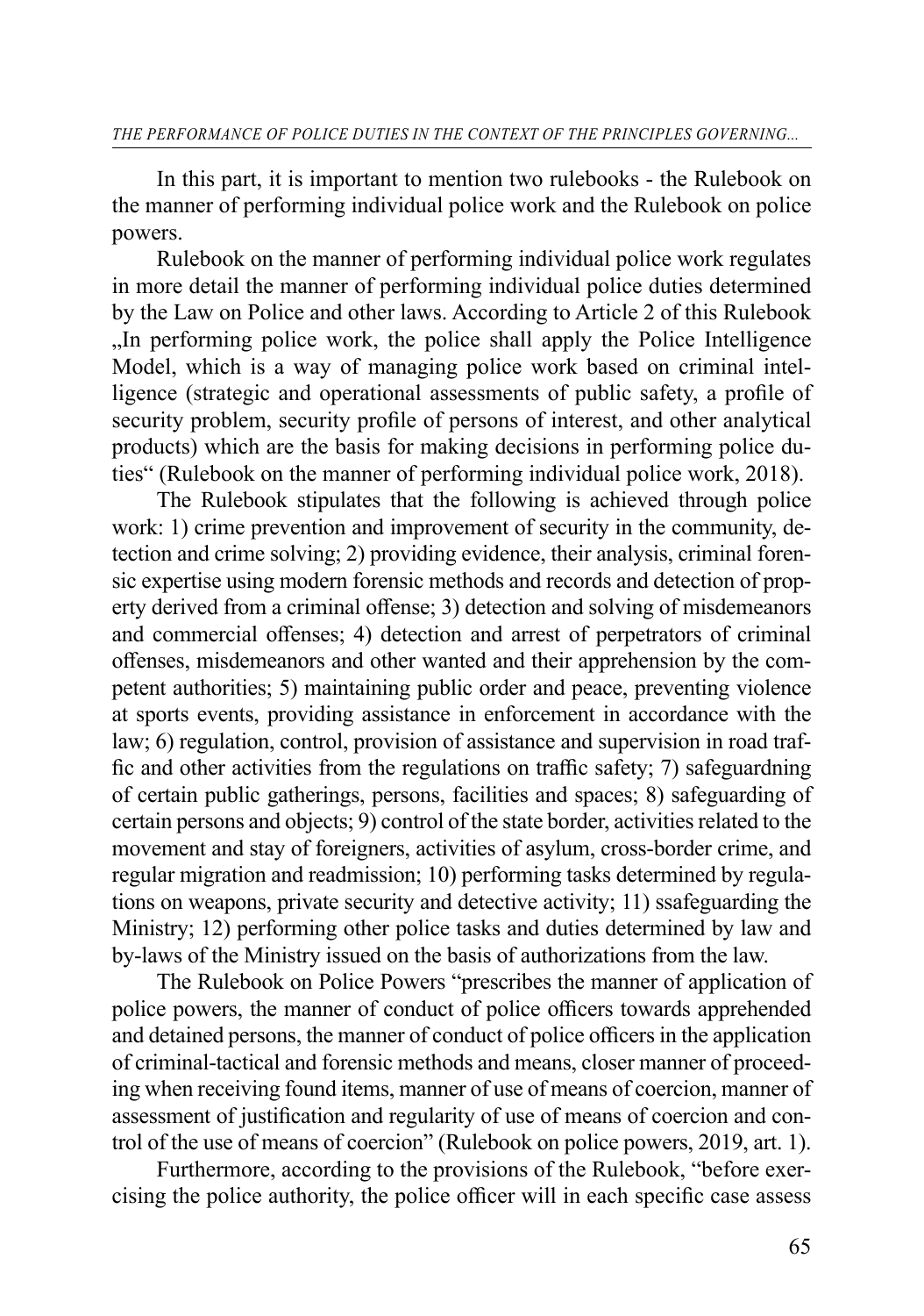In this part, it is important to mention two rulebooks - the Rulebook on the manner of performing individual police work and the Rulebook on police powers.

Rulebook on the manner of performing individual police work regulates in more detail the manner of performing individual police duties determined by the Law on Police and other laws. According to Article 2 of this Rulebook „In performing police work, the police shall apply the Police Intelligence Model, which is a way of managing police work based on criminal intelligence (strategic and operational assessments of public safety, a profile of security problem, security profile of persons of interest, and other analytical products) which are the basis for making decisions in performing police duties" (Rulebook on the manner of performing individual police work, 2018).

The Rulebook stipulates that the following is achieved through police work: 1) crime prevention and improvement of security in the community, detection and crime solving; 2) providing evidence, their analysis, criminal forensic expertise using modern forensic methods and records and detection of property derived from a criminal offense; 3) detection and solving of misdemeanors and commercial offenses; 4) detection and arrest of perpetrators of criminal offenses, misdemeanors and other wanted and their apprehension by the competent authorities; 5) maintaining public order and peace, preventing violence at sports events, providing assistance in enforcement in accordance with the law; 6) regulation, control, provision of assistance and supervision in road traffic and other activities from the regulations on traffic safety; 7) safeguardning of certain public gatherings, persons, facilities and spaces; 8) safeguarding of certain persons and objects; 9) control of the state border, activities related to the movement and stay of foreigners, activities of asylum, cross-border crime, and regular migration and readmission; 10) performing tasks determined by regulations on weapons, private security and detective activity; 11) ssafeguarding the Ministry; 12) performing other police tasks and duties determined by law and by-laws of the Ministry issued on the basis of authorizations from the law.

The Rulebook on Police Powers "prescribes the manner of application of police powers, the manner of conduct of police officers towards apprehended and detained persons, the manner of conduct of police officers in the application of criminal-tactical and forensic methods and means, closer manner of proceeding when receiving found items, manner of use of means of coercion, manner of assessment of justification and regularity of use of means of coercion and control of the use of means of coercion" (Rulebook on police powers, 2019, art. 1).

Furthermore, according to the provisions of the Rulebook, "before exercising the police authority, the police officer will in each specific case assess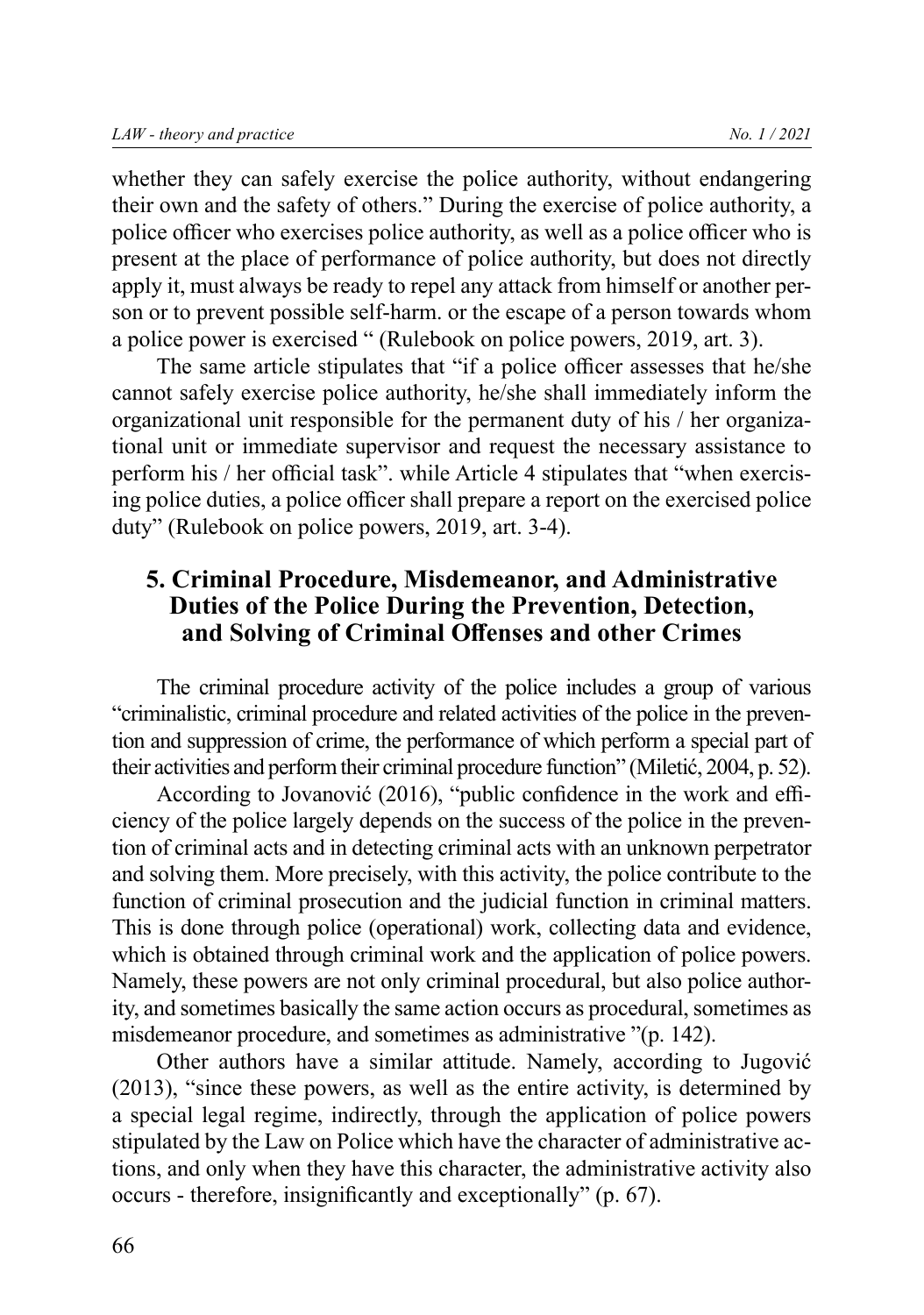whether they can safely exercise the police authority, without endangering their own and the safety of others." During the exercise of police authority, a police officer who exercises police authority, as well as a police officer who is present at the place of performance of police authority, but does not directly apply it, must always be ready to repel any attack from himself or another person or to prevent possible self-harm. or the escape of a person towards whom a police power is exercised " (Rulebook on police powers, 2019, art. 3).

The same article stipulates that "if a police officer assesses that he/she cannot safely exercise police authority, he/she shall immediately inform the organizational unit responsible for the permanent duty of his / her organizational unit or immediate supervisor and request the necessary assistance to perform his / her official task". while Article 4 stipulates that "when exercising police duties, a police officer shall prepare a report on the exercised police duty" (Rulebook on police powers, 2019, art. 3-4).

## 5. Criminal Procedure, Misdemeanor, and Administrative Duties of the Police During the Prevention, Detection, and Solving of Criminal Offenses and other Crimes

The criminal procedure activity of the police includes a group of various "criminalistic, criminal procedure and related activities of the police in the prevention and suppression of crime, the performance of which perform a special part of their activities and perform their criminal procedure function" (Miletić, 2004, p. 52).

According to Jovanović (2016), "public confidence in the work and efficiency of the police largely depends on the success of the police in the prevention of criminal acts and in detecting criminal acts with an unknown perpetrator and solving them. More precisely, with this activity, the police contribute to the function of criminal prosecution and the judicial function in criminal matters. This is done through police (operational) work, collecting data and evidence, which is obtained through criminal work and the application of police powers. Namely, these powers are not only criminal procedural, but also police authority, and sometimes basically the same action occurs as procedural, sometimes as misdemeanor procedure, and sometimes as administrative "(p. 142).

Other authors have a similar attitude. Namely, according to Jugović (2013), "since these powers, as well as the entire activity, is determined by a special legal regime, indirectly, through the application of police powers stipulated by the Law on Police which have the character of administrative actions, and only when they have this character, the administrative activity also occurs - therefore, insignificantly and exceptionally" (p. 67).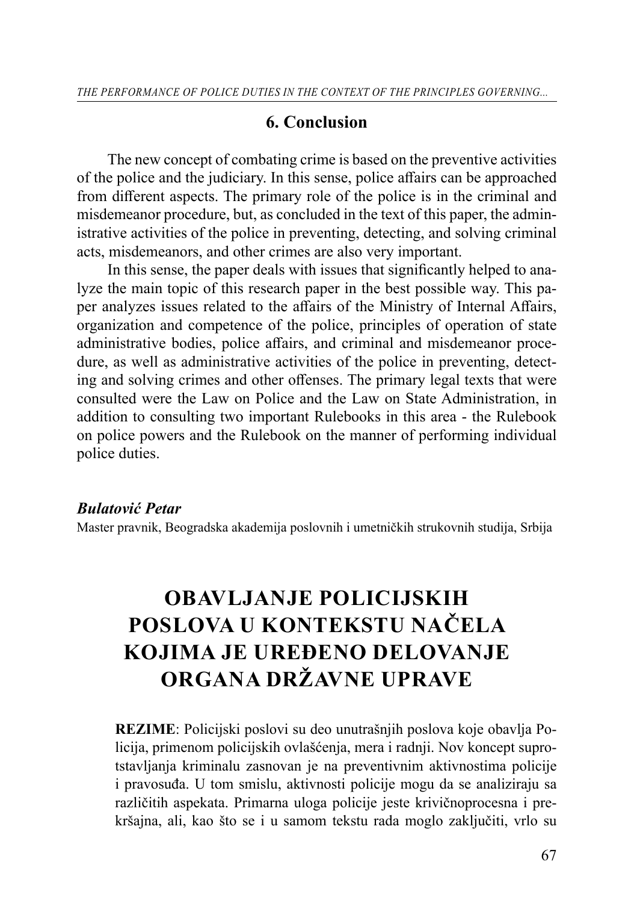## 6. Conclusion

The new concept of combating crime is based on the preventive activities of the police and the judiciary. In this sense, police affairs can be approached from different aspects. The primary role of the police is in the criminal and misdemeanor procedure, but, as concluded in the text of this paper, the administrative activities of the police in preventing, detecting, and solving criminal acts, misdemeanors, and other crimes are also very important.

In this sense, the paper deals with issues that significantly helped to analyze the main topic of this research paper in the best possible way. This paper analyzes issues related to the affairs of the Ministry of Internal Affairs, organization and competence of the police, principles of operation of state administrative bodies, police affairs, and criminal and misdemeanor procedure, as well as administrative activities of the police in preventing, detecting and solving crimes and other offenses. The primary legal texts that were consulted were the Law on Police and the Law on State Administration, in addition to consulting two important Rulebooks in this area - the Rulebook on police powers and the Rulebook on the manner of performing individual police duties.

***Bulatović Petar***

Master pravnik, Beogradska akademija poslovnih i umetničkih strukovnih studija, Srbija

# OBAVLJANJE POLICIJSKIH POSLOVA U KONTEKSTU NAČELA KOJIMA JE UREĐENO DELOVANJE ORGANA DRŽAVNE UPRAVE

**REZIME**: Policijski poslovi su deo unutrašnjih poslova koje obavlja Policija, primenom policijskih ovlašćenja, mera i radnji. Nov koncept suprotstavljanja kriminalu zasnovan je na preventivnim aktivnostima policije i pravosuđa. U tom smislu, aktivnosti policije mogu da se analiziraju sa različitih aspekata. Primarna uloga policije jeste krivičnoprocesna i prekršajna, ali, kao što se i u samom tekstu rada moglo zaključiti, vrlo su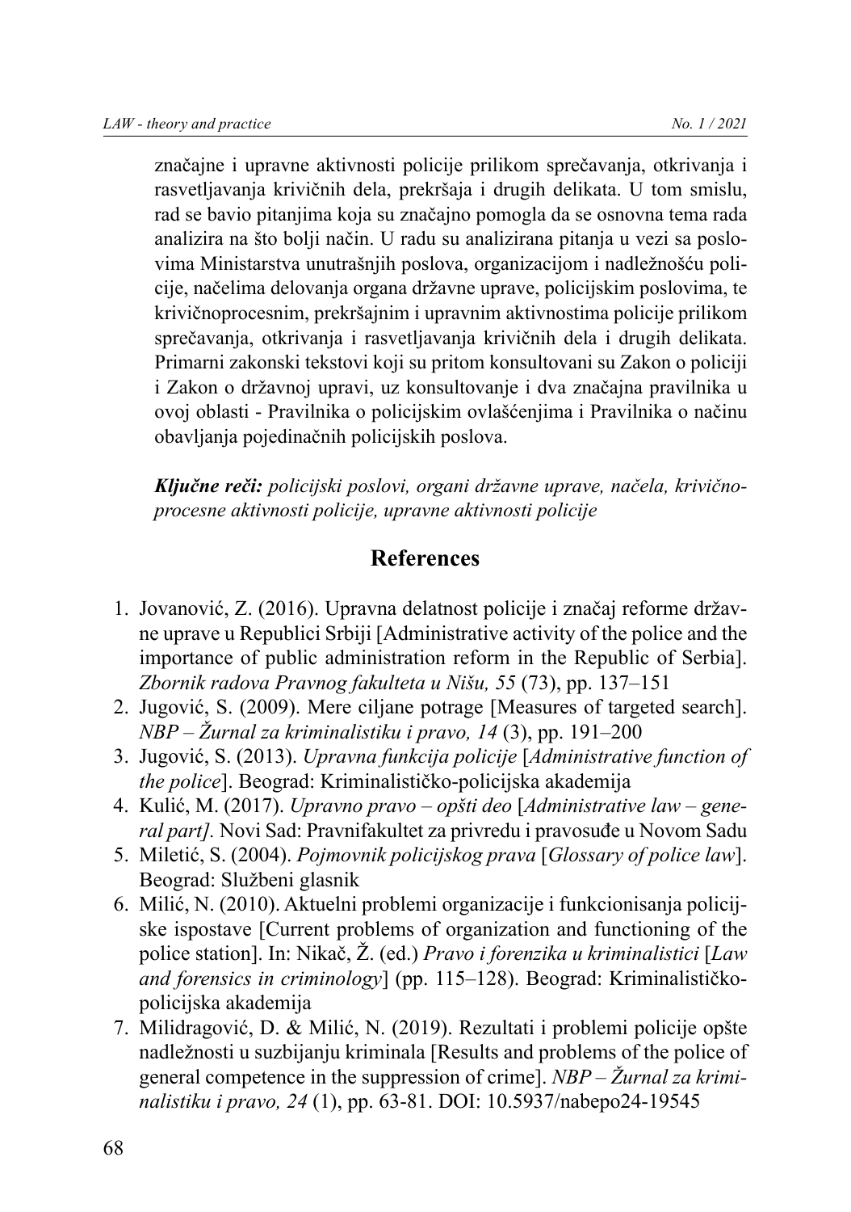značajne i upravne aktivnosti policije prilikom sprečavanja, otkrivanja i rasvetljavanja krivičnih dela, prekršaja i drugih delikata. U tom smislu, rad se bavio pitanjima koja su značajno pomogla da se osnovna tema rada analizira na što bolji način. U radu su analizirana pitanja u vezi sa poslovima Ministarstva unutrašnjih poslova, organizacijom i nadležnošću policije, načelima delovanja organa državne uprave, policijskim poslovima, te krivičnoprocesnim, prekršajnim i upravnim aktivnostima policije prilikom sprečavanja, otkrivanja i rasvetljavanja krivičnih dela i drugih delikata. Primarni zakonski tekstovi koji su pritom konsultovani su Zakon o policiji i Zakon o državnoj upravi, uz konsultovanje i dva značajna pravilnika u ovoj oblasti - Pravilnika o policijskim ovlašćenjima i Pravilnika o načinu obavljanja pojedinačnih policijskih poslova.

***Ključne reči:*** *policijski poslovi, organi državne uprave, načela, krivičnoprocesne aktivnosti policije, upravne aktivnosti policije*

## References

1. Jovanović, Z. (2016). Upravna delatnost policije i značaj reforme državne uprave u Republici Srbiji [Administrative activity of the police and the importance of public administration reform in the Republic of Serbia]. *Zbornik radova Pravnog fakulteta u Nišu, 55* (73), pp. 137–151
2. Jugović, S. (2009). Mere ciljane potrage [Measures of targeted search]. *NBP – Žurnal za kriminalistiku i pravo, 14* (3), pp. 191–200
3. Jugović, S. (2013). *Upravna funkcija policije* [*Administrative function of the police*]. Beograd: Kriminalističko-policijska akademija
4. Kulić, M. (2017). *Upravno pravo – opšti deo* [*Administrative law – general part]*. Novi Sad: Pravnifakultet za privredu i pravosuđe u Novom Sadu
5. Miletić, S. (2004). *Pojmovnik policijskog prava* [*Glossary of police law*]. Beograd: Službeni glasnik
6. Milić, N. (2010). Aktuelni problemi organizacije i funkcionisanja policijske ispostave [Current problems of organization and functioning of the police station]. In: Nikač, Ž. (ed.) *Pravo i forenzika u kriminalistici* [*Law and forensics in criminology*] (pp. 115–128). Beograd: Kriminalističko-policijska akademija
7. Milidragović, D. & Milić, N. (2019). Rezultati i problemi policije opšte nadležnosti u suzbijanju kriminala [Results and problems of the police of general competence in the suppression of crime]. *NBP – Žurnal za kriminalistiku i pravo, 24* (1), pp. 63-81. DOI: 10.5937/nabepo24-19545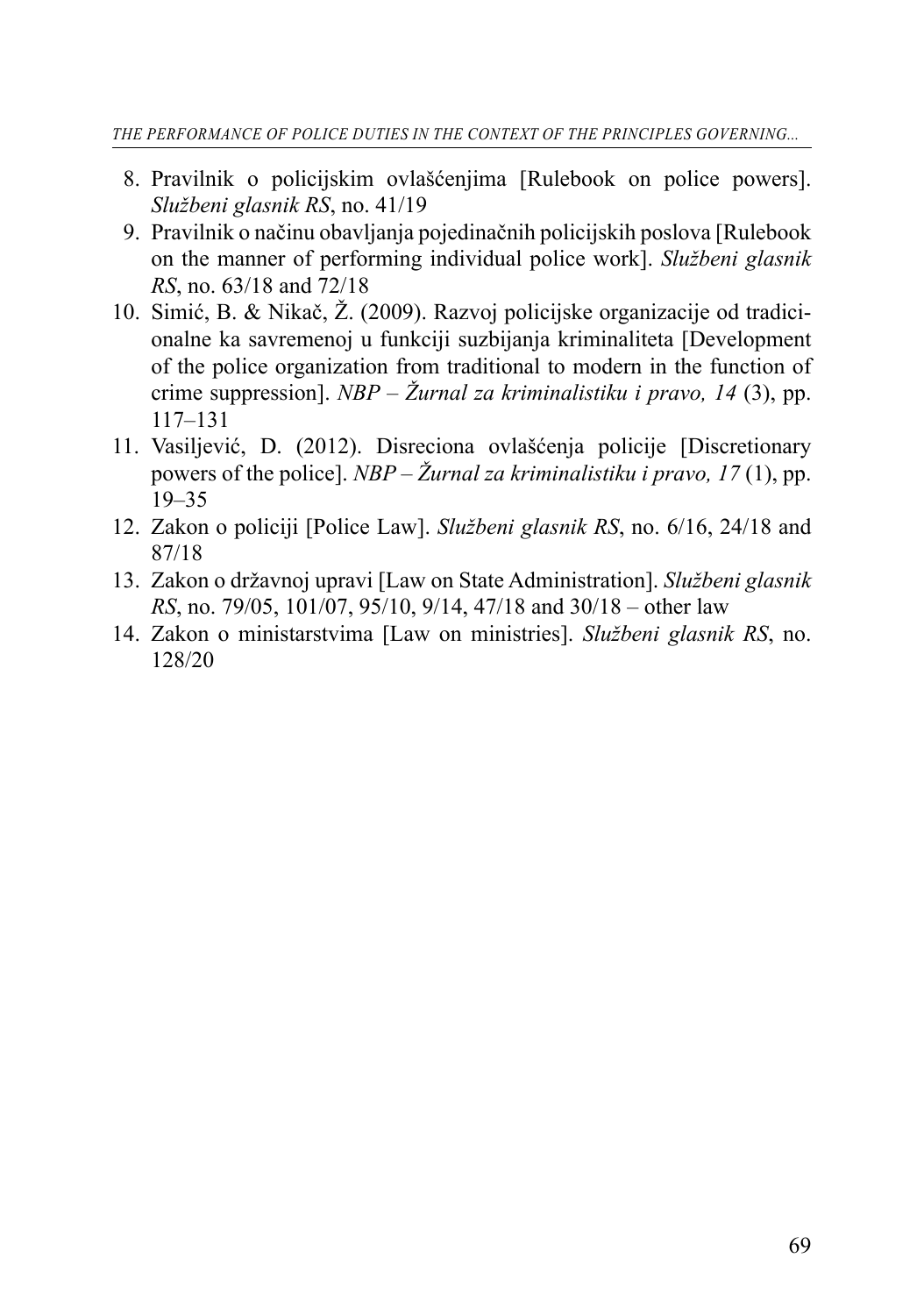8. Pravilnik o policijskim ovlašćenjima [Rulebook on police powers]. *Službeni glasnik RS*, no. 41/19
9. Pravilnik o načinu obavljanja pojedinačnih policijskih poslova [Rulebook on the manner of performing individual police work]. *Službeni glasnik RS*, no. 63/18 and 72/18
10. Simić, B. & Nikač, Ž. (2009). Razvoj policijske organizacije od tradicionalne ka savremenoj u funkciji suzbijanja kriminaliteta [Development of the police organization from traditional to modern in the function of crime suppression]. *NBP – Žurnal za kriminalistiku i pravo, 14* (3), pp. 117–131
11. Vasiljević, D. (2012). Disreciona ovlašćenja policije [Discretionary powers of the police]. *NBP – Žurnal za kriminalistiku i pravo, 17* (1), pp. 19–35
12. Zakon o policiji [Police Law]. *Službeni glasnik RS*, no. 6/16, 24/18 and 87/18
13. Zakon o državnoj upravi [Law on State Administration]. *Službeni glasnik RS*, no. 79/05, 101/07, 95/10, 9/14, 47/18 and 30/18 – other law
14. Zakon o ministarstvima [Law on ministries]. *Službeni glasnik RS*, no. 128/20